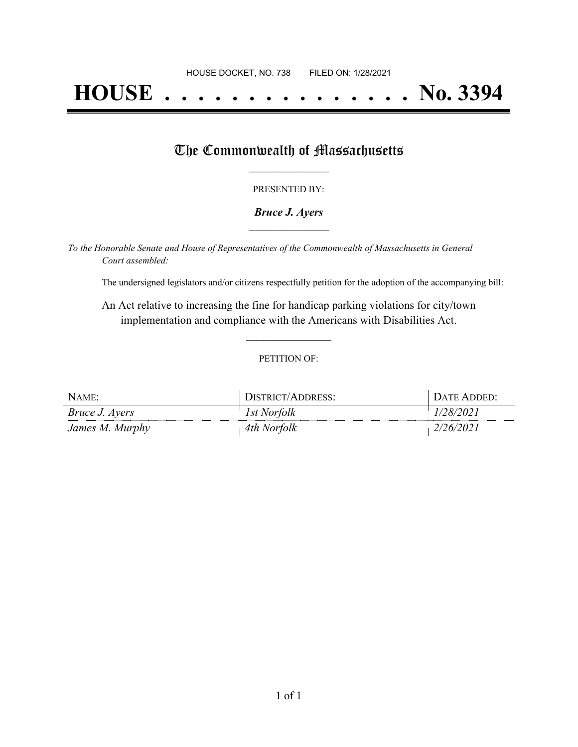HOUSE DOCKET, NO. 738 FILED ON: 1/28/2021

# HOUSE . . . . . . . . . . . . . . . No. 3394

## The Commonwealth of Massachusetts

PRESENTED BY:

***Bruce J. Ayers***

*To the Honorable Senate and House of Representatives of the Commonwealth of Massachusetts in General Court assembled:*

The undersigned legislators and/or citizens respectfully petition for the adoption of the accompanying bill:

An Act relative to increasing the fine for handicap parking violations for city/town implementation and compliance with the Americans with Disabilities Act.

PETITION OF:

| NAME: | DISTRICT/ADDRESS: | DATE ADDED: |
| --- | --- | --- |
| *Bruce J. Ayers* | *1st Norfolk* | *1/28/2021* |
| *James M. Murphy* | *4th Norfolk* | *2/26/2021* |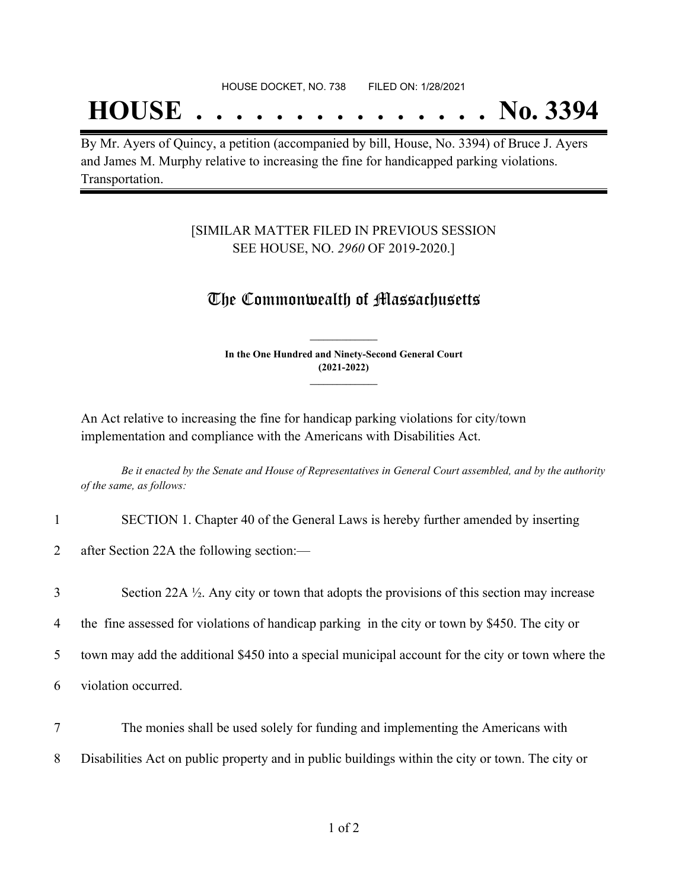HOUSE DOCKET, NO. 738 FILED ON: 1/28/2021

# HOUSE . . . . . . . . . . . . . . . No. 3394

By Mr. Ayers of Quincy, a petition (accompanied by bill, House, No. 3394) of Bruce J. Ayers and James M. Murphy relative to increasing the fine for handicapped parking violations. Transportation.

[SIMILAR MATTER FILED IN PREVIOUS SESSION SEE HOUSE, NO. *2960* OF 2019-2020.]

## The Commonwealth of Massachusetts

**In the One Hundred and Ninety-Second General Court (2021-2022)**

An Act relative to increasing the fine for handicap parking violations for city/town implementation and compliance with the Americans with Disabilities Act.

*Be it enacted by the Senate and House of Representatives in General Court assembled, and by the authority of the same, as follows:*

1 SECTION 1. Chapter 40 of the General Laws is hereby further amended by inserting
2 after Section 22A the following section:—

3 Section 22A ½. Any city or town that adopts the provisions of this section may increase
4 the fine assessed for violations of handicap parking in the city or town by $450. The city or
5 town may add the additional $450 into a special municipal account for the city or town where the
6 violation occurred.

7 The monies shall be used solely for funding and implementing the Americans with
8 Disabilities Act on public property and in public buildings within the city or town. The city or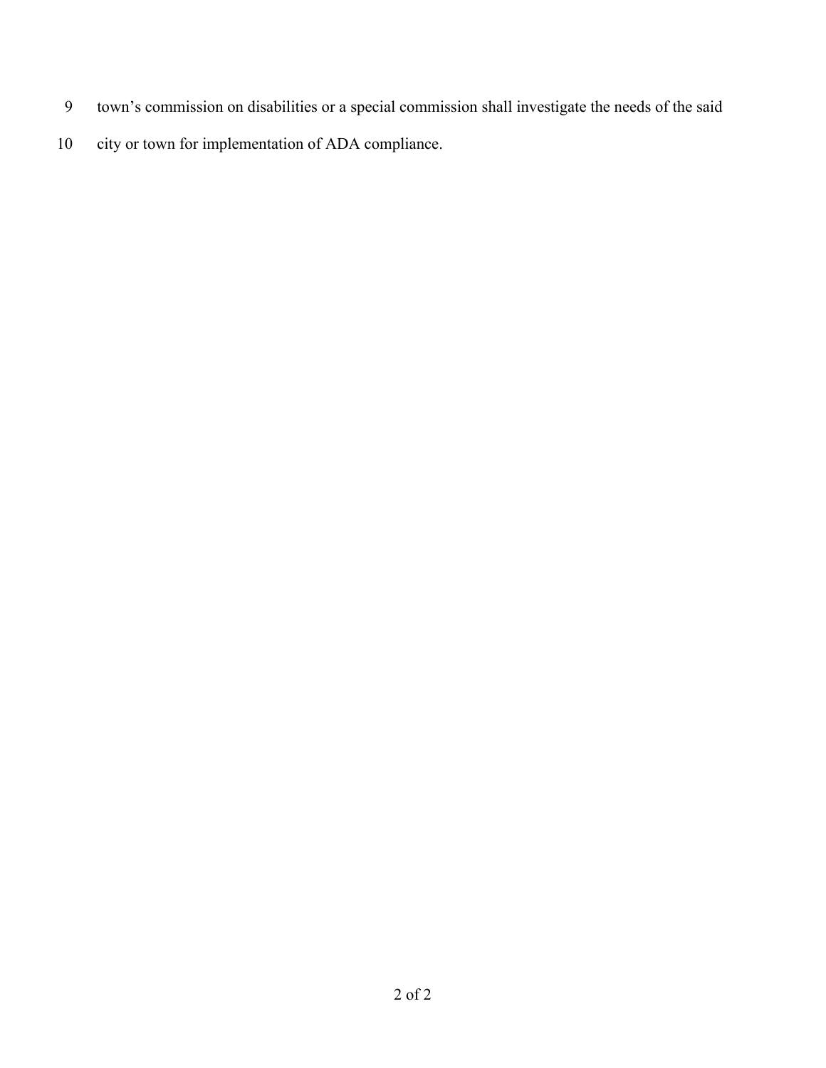town's commission on disabilities or a special commission shall investigate the needs of the said city or town for implementation of ADA compliance.